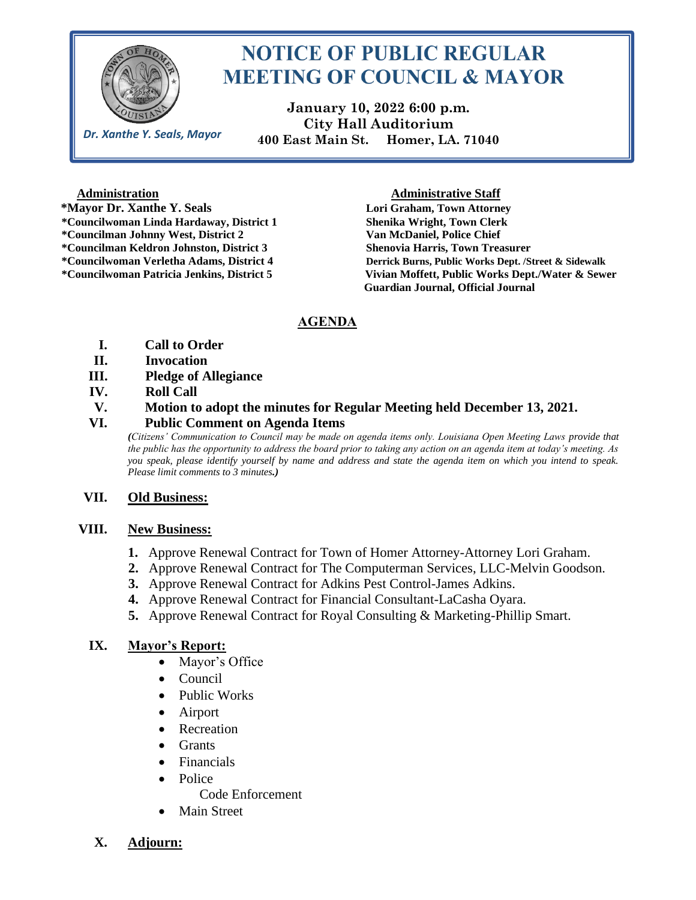# NOTICE OF PUBLIC REGULAR MEETING OF COUNCIL & MAYOR

*Dr. Xanthe Y. Seals, Mayor*

**January 10, 2022 6:00 p.m.**
**City Hall Auditorium**
**400 East Main St. Homer, LA. 71040**

**Administration**

**\*Mayor Dr. Xanthe Y. Seals**
**\*Councilwoman Linda Hardaway, District 1**
**\*Councilman Johnny West, District 2**
**\*Councilman Keldron Johnston, District 3**
**\*Councilwoman Verletha Adams, District 4**
**\*Councilwoman Patricia Jenkins, District 5**

**Administrative Staff**

**Lori Graham, Town Attorney**
**Shenika Wright, Town Clerk**
**Van McDaniel, Police Chief**
**Shenovia Harris, Town Treasurer**
**Derrick Burns, Public Works Dept. /Street & Sidewalk**
**Vivian Moffett, Public Works Dept./Water & Sewer**
**Guardian Journal, Official Journal**

## AGENDA

**I. Call to Order**

**II. Invocation**

**III. Pledge of Allegiance**

**IV. Roll Call**

**V. Motion to adopt the minutes for Regular Meeting held December 13, 2021.**

**VI. Public Comment on Agenda Items**

*(Citizens' Communication to Council may be made on agenda items only. Louisiana Open Meeting Laws provide that the public has the opportunity to address the board prior to taking any action on an agenda item at today's meeting. As you speak, please identify yourself by name and address and state the agenda item on which you intend to speak. Please limit comments to 3 minutes.)*

**VII. Old Business:**

**VIII. New Business:**

1. Approve Renewal Contract for Town of Homer Attorney-Attorney Lori Graham.
2. Approve Renewal Contract for The Computerman Services, LLC-Melvin Goodson.
3. Approve Renewal Contract for Adkins Pest Control-James Adkins.
4. Approve Renewal Contract for Financial Consultant-LaCasha Oyara.
5. Approve Renewal Contract for Royal Consulting & Marketing-Phillip Smart.

**IX. Mayor's Report:**

- Mayor's Office
- Council
- Public Works
- Airport
- Recreation
- Grants
- Financials
- Police
  - Code Enforcement
- Main Street

**X. Adjourn:**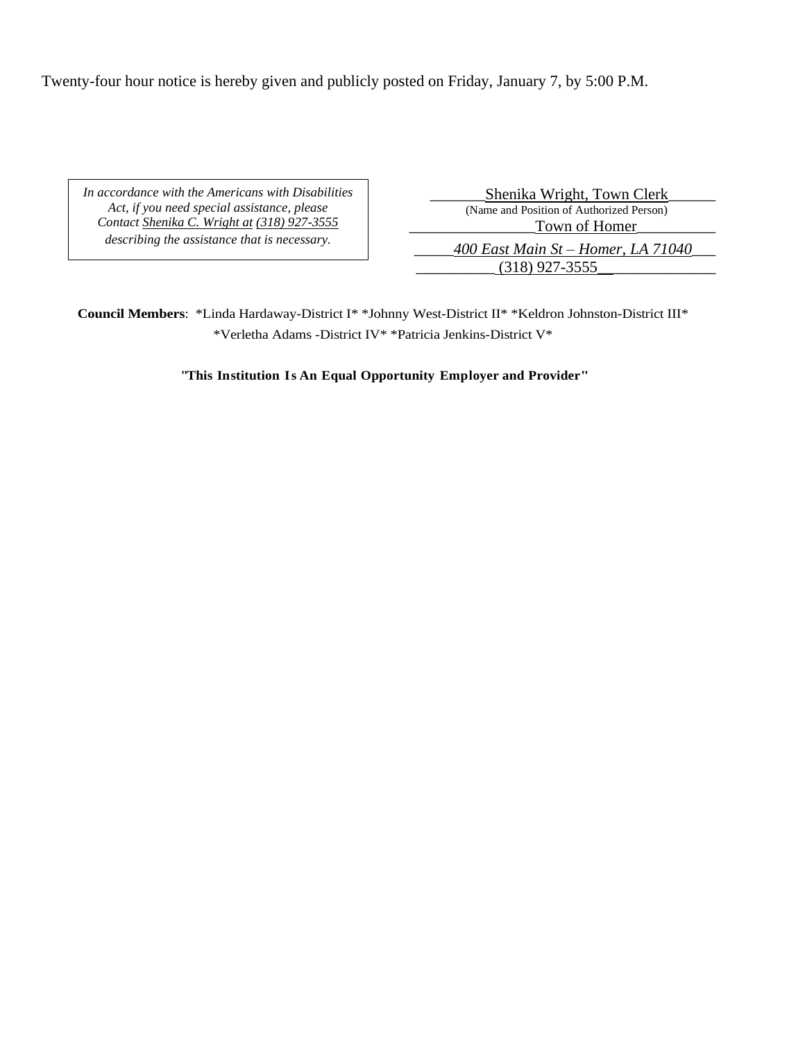Twenty-four hour notice is hereby given and publicly posted on Friday, January 7, by 5:00 P.M.

*In accordance with the Americans with Disabilities Act, if you need special assistance, please Contact Shenika C. Wright at (318) 927-3555 describing the assistance that is necessary.*

Shenika Wright, Town Clerk
(Name and Position of Authorized Person)
Town of Homer
*400 East Main St – Homer, LA 71040*
(318) 927-3555

**Council Members**: *Linda Hardaway-District I* *Johnny West-District II* *Keldron Johnston-District III* *Verletha Adams -District IV* *Patricia Jenkins-District V*

**"This Institution Is An Equal Opportunity Employer and Provider"**